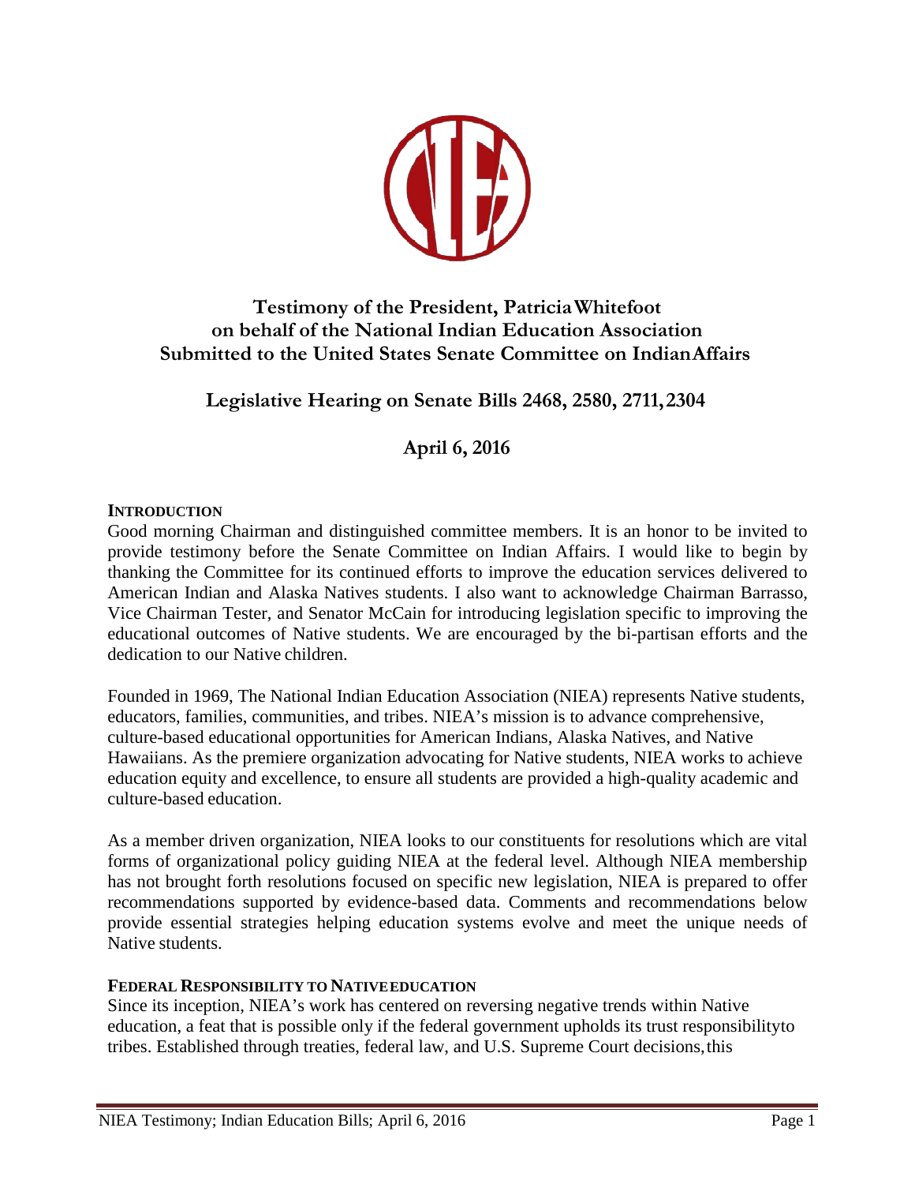**Testimony of the President, Patricia Whitefoot**
**on behalf of the National Indian Education Association**
**Submitted to the United States Senate Committee on Indian Affairs**

**Legislative Hearing on Senate Bills 2468, 2580, 2711, 2304**

**April 6, 2016**

## INTRODUCTION

Good morning Chairman and distinguished committee members. It is an honor to be invited to provide testimony before the Senate Committee on Indian Affairs. I would like to begin by thanking the Committee for its continued efforts to improve the education services delivered to American Indian and Alaska Natives students. I also want to acknowledge Chairman Barrasso, Vice Chairman Tester, and Senator McCain for introducing legislation specific to improving the educational outcomes of Native students. We are encouraged by the bi-partisan efforts and the dedication to our Native children.

Founded in 1969, The National Indian Education Association (NIEA) represents Native students, educators, families, communities, and tribes. NIEA's mission is to advance comprehensive, culture-based educational opportunities for American Indians, Alaska Natives, and Native Hawaiians. As the premiere organization advocating for Native students, NIEA works to achieve education equity and excellence, to ensure all students are provided a high-quality academic and culture-based education.

As a member driven organization, NIEA looks to our constituents for resolutions which are vital forms of organizational policy guiding NIEA at the federal level. Although NIEA membership has not brought forth resolutions focused on specific new legislation, NIEA is prepared to offer recommendations supported by evidence-based data. Comments and recommendations below provide essential strategies helping education systems evolve and meet the unique needs of Native students.

## FEDERAL RESPONSIBILITY TO NATIVE EDUCATION

Since its inception, NIEA's work has centered on reversing negative trends within Native education, a feat that is possible only if the federal government upholds its trust responsibility to tribes. Established through treaties, federal law, and U.S. Supreme Court decisions, this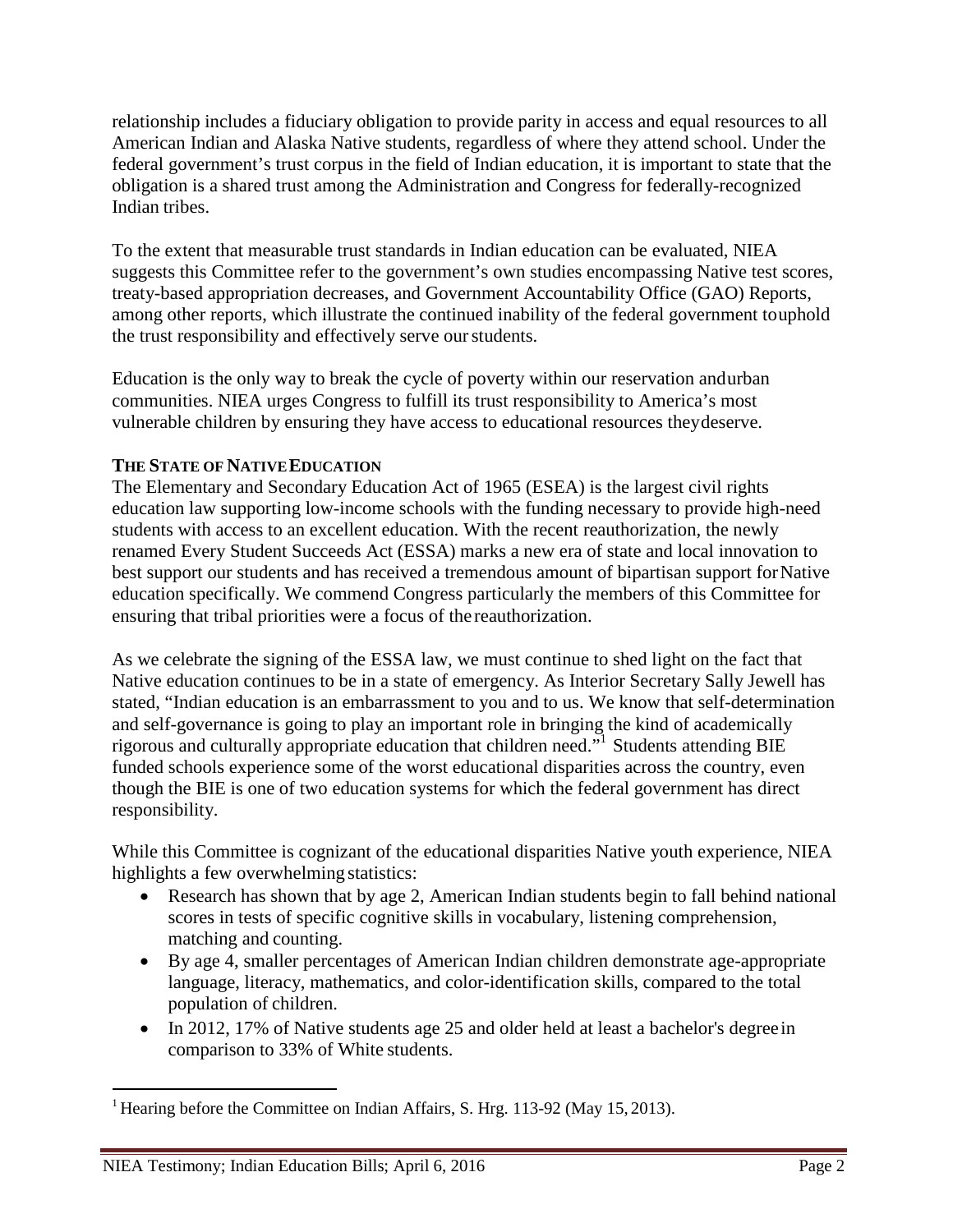relationship includes a fiduciary obligation to provide parity in access and equal resources to all American Indian and Alaska Native students, regardless of where they attend school. Under the federal government's trust corpus in the field of Indian education, it is important to state that the obligation is a shared trust among the Administration and Congress for federally-recognized Indian tribes.

To the extent that measurable trust standards in Indian education can be evaluated, NIEA suggests this Committee refer to the government's own studies encompassing Native test scores, treaty-based appropriation decreases, and Government Accountability Office (GAO) Reports, among other reports, which illustrate the continued inability of the federal government to uphold the trust responsibility and effectively serve our students.

Education is the only way to break the cycle of poverty within our reservation and urban communities. NIEA urges Congress to fulfill its trust responsibility to America's most vulnerable children by ensuring they have access to educational resources they deserve.

**THE STATE OF NATIVE EDUCATION**

The Elementary and Secondary Education Act of 1965 (ESEA) is the largest civil rights education law supporting low-income schools with the funding necessary to provide high-need students with access to an excellent education. With the recent reauthorization, the newly renamed Every Student Succeeds Act (ESSA) marks a new era of state and local innovation to best support our students and has received a tremendous amount of bipartisan support for Native education specifically. We commend Congress particularly the members of this Committee for ensuring that tribal priorities were a focus of the reauthorization.

As we celebrate the signing of the ESSA law, we must continue to shed light on the fact that Native education continues to be in a state of emergency. As Interior Secretary Sally Jewell has stated, "Indian education is an embarrassment to you and to us. We know that self-determination and self-governance is going to play an important role in bringing the kind of academically rigorous and culturally appropriate education that children need."[1] Students attending BIE funded schools experience some of the worst educational disparities across the country, even though the BIE is one of two education systems for which the federal government has direct responsibility.

While this Committee is cognizant of the educational disparities Native youth experience, NIEA highlights a few overwhelming statistics:

- Research has shown that by age 2, American Indian students begin to fall behind national scores in tests of specific cognitive skills in vocabulary, listening comprehension, matching and counting.
- By age 4, smaller percentages of American Indian children demonstrate age-appropriate language, literacy, mathematics, and color-identification skills, compared to the total population of children.
- In 2012, 17% of Native students age 25 and older held at least a bachelor's degree in comparison to 33% of White students.

[1] Hearing before the Committee on Indian Affairs, S. Hrg. 113-92 (May 15, 2013).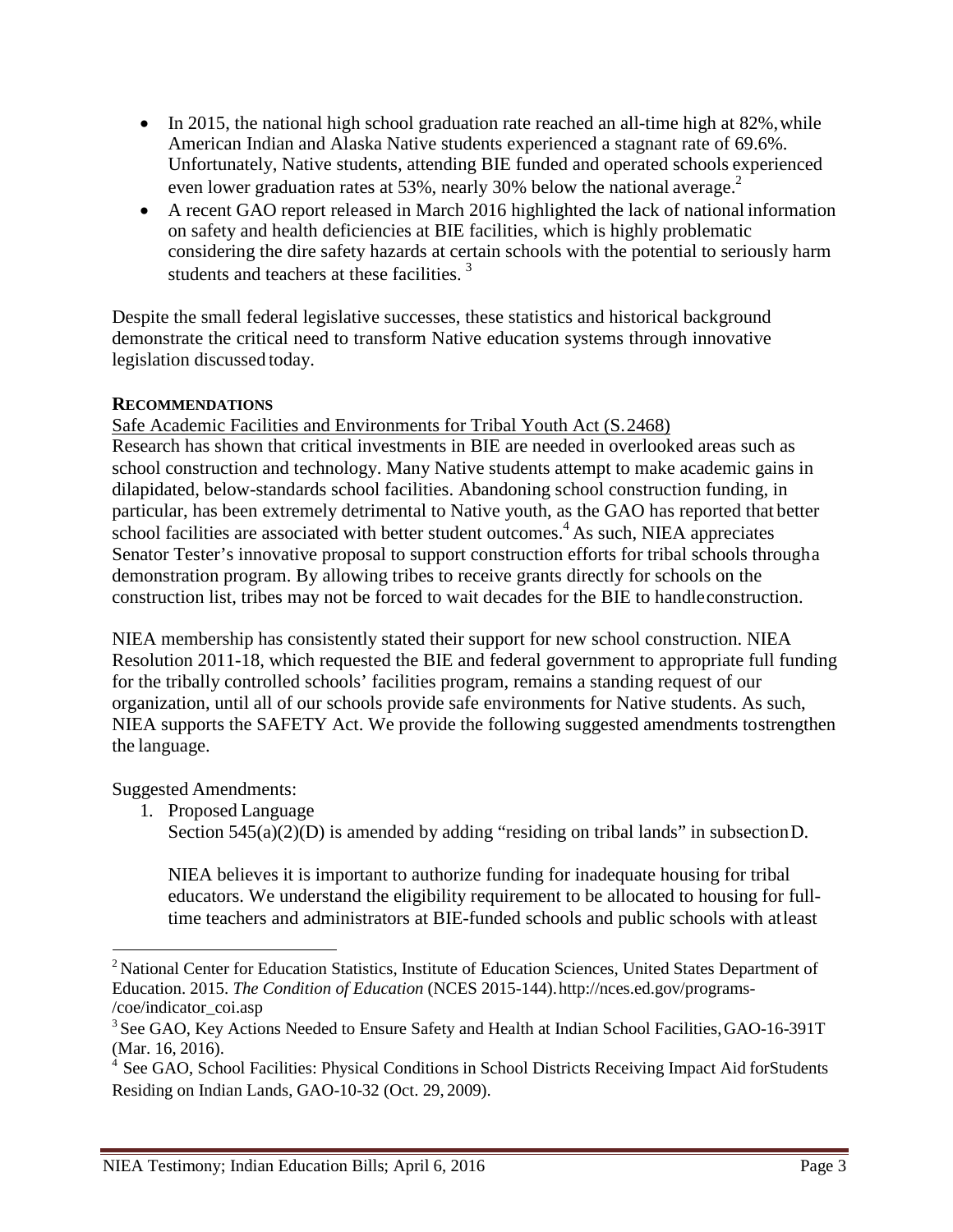- In 2015, the national high school graduation rate reached an all-time high at 82%, while American Indian and Alaska Native students experienced a stagnant rate of 69.6%. Unfortunately, Native students, attending BIE funded and operated schools experienced even lower graduation rates at 53%, nearly 30% below the national average.[2]
- A recent GAO report released in March 2016 highlighted the lack of national information on safety and health deficiencies at BIE facilities, which is highly problematic considering the dire safety hazards at certain schools with the potential to seriously harm students and teachers at these facilities.[3]

Despite the small federal legislative successes, these statistics and historical background demonstrate the critical need to transform Native education systems through innovative legislation discussed today.

**RECOMMENDATIONS**

Safe Academic Facilities and Environments for Tribal Youth Act (S.2468)

Research has shown that critical investments in BIE are needed in overlooked areas such as school construction and technology. Many Native students attempt to make academic gains in dilapidated, below-standards school facilities. Abandoning school construction funding, in particular, has been extremely detrimental to Native youth, as the GAO has reported that better school facilities are associated with better student outcomes.[4] As such, NIEA appreciates Senator Tester's innovative proposal to support construction efforts for tribal schools through a demonstration program. By allowing tribes to receive grants directly for schools on the construction list, tribes may not be forced to wait decades for the BIE to handle construction.

NIEA membership has consistently stated their support for new school construction. NIEA Resolution 2011-18, which requested the BIE and federal government to appropriate full funding for the tribally controlled schools' facilities program, remains a standing request of our organization, until all of our schools provide safe environments for Native students. As such, NIEA supports the SAFETY Act. We provide the following suggested amendments to strengthen the language.

Suggested Amendments:

1. Proposed Language
   Section 545(a)(2)(D) is amended by adding "residing on tribal lands" in subsection D.

   NIEA believes it is important to authorize funding for inadequate housing for tribal educators. We understand the eligibility requirement to be allocated to housing for full-time teachers and administrators at BIE-funded schools and public schools with at least

---

[2] National Center for Education Statistics, Institute of Education Sciences, United States Department of Education. 2015. *The Condition of Education* (NCES 2015-144). http://nces.ed.gov/programs-/coe/indicator_coi.asp

[3] See GAO, Key Actions Needed to Ensure Safety and Health at Indian School Facilities, GAO-16-391T (Mar. 16, 2016).

[4] See GAO, School Facilities: Physical Conditions in School Districts Receiving Impact Aid for Students Residing on Indian Lands, GAO-10-32 (Oct. 29, 2009).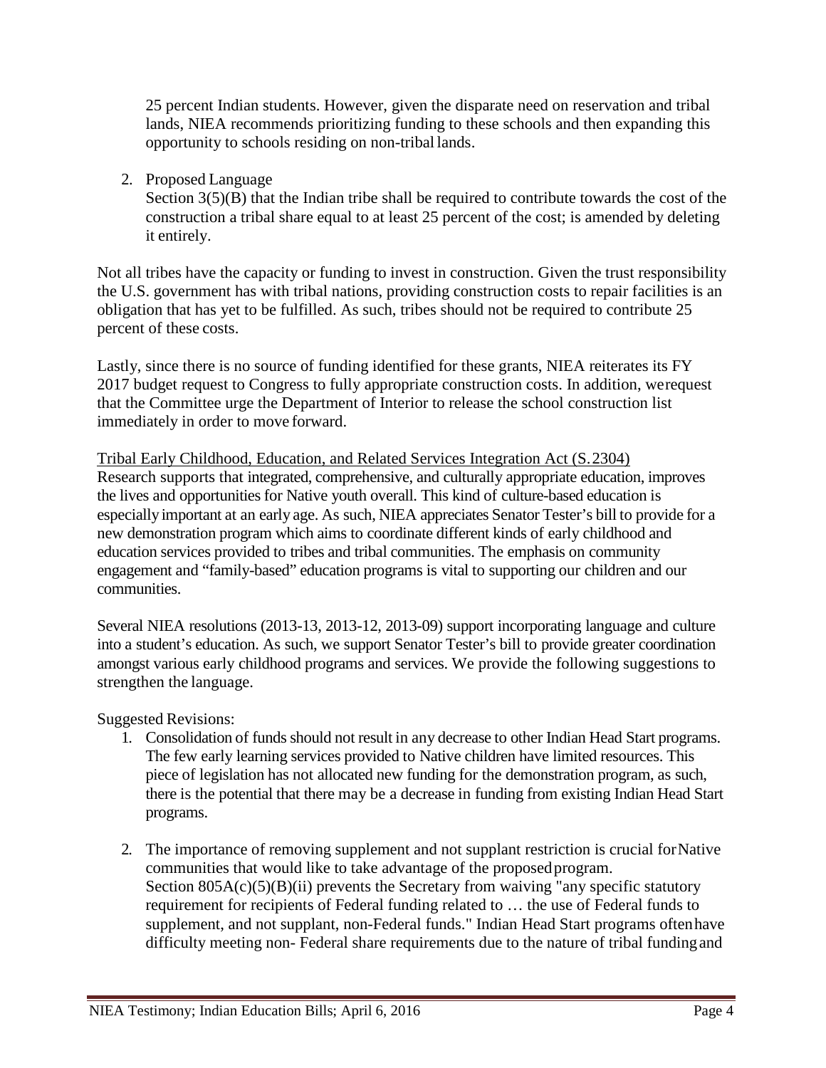25 percent Indian students. However, given the disparate need on reservation and tribal lands, NIEA recommends prioritizing funding to these schools and then expanding this opportunity to schools residing on non-tribal lands.

2. Proposed Language
   Section 3(5)(B) that the Indian tribe shall be required to contribute towards the cost of the construction a tribal share equal to at least 25 percent of the cost; is amended by deleting it entirely.

Not all tribes have the capacity or funding to invest in construction. Given the trust responsibility the U.S. government has with tribal nations, providing construction costs to repair facilities is an obligation that has yet to be fulfilled. As such, tribes should not be required to contribute 25 percent of these costs.

Lastly, since there is no source of funding identified for these grants, NIEA reiterates its FY 2017 budget request to Congress to fully appropriate construction costs. In addition, werequest that the Committee urge the Department of Interior to release the school construction list immediately in order to move forward.

<u>Tribal Early Childhood, Education, and Related Services Integration Act (S.2304)</u>
Research supports that integrated, comprehensive, and culturally appropriate education, improves the lives and opportunities for Native youth overall. This kind of culture-based education is especially important at an early age. As such, NIEA appreciates Senator Tester's bill to provide for a new demonstration program which aims to coordinate different kinds of early childhood and education services provided to tribes and tribal communities. The emphasis on community engagement and "family-based" education programs is vital to supporting our children and our communities.

Several NIEA resolutions (2013-13, 2013-12, 2013-09) support incorporating language and culture into a student's education. As such, we support Senator Tester's bill to provide greater coordination amongst various early childhood programs and services. We provide the following suggestions to strengthen the language.

Suggested Revisions:

1. Consolidation of funds should not result in any decrease to other Indian Head Start programs. The few early learning services provided to Native children have limited resources. This piece of legislation has not allocated new funding for the demonstration program, as such, there is the potential that there may be a decrease in funding from existing Indian Head Start programs.

2. The importance of removing supplement and not supplant restriction is crucial forNative communities that would like to take advantage of the proposedprogram.
   Section 805A(c)(5)(B)(ii) prevents the Secretary from waiving "any specific statutory requirement for recipients of Federal funding related to … the use of Federal funds to supplement, and not supplant, non-Federal funds." Indian Head Start programs oftenhave difficulty meeting non- Federal share requirements due to the nature of tribal fundingand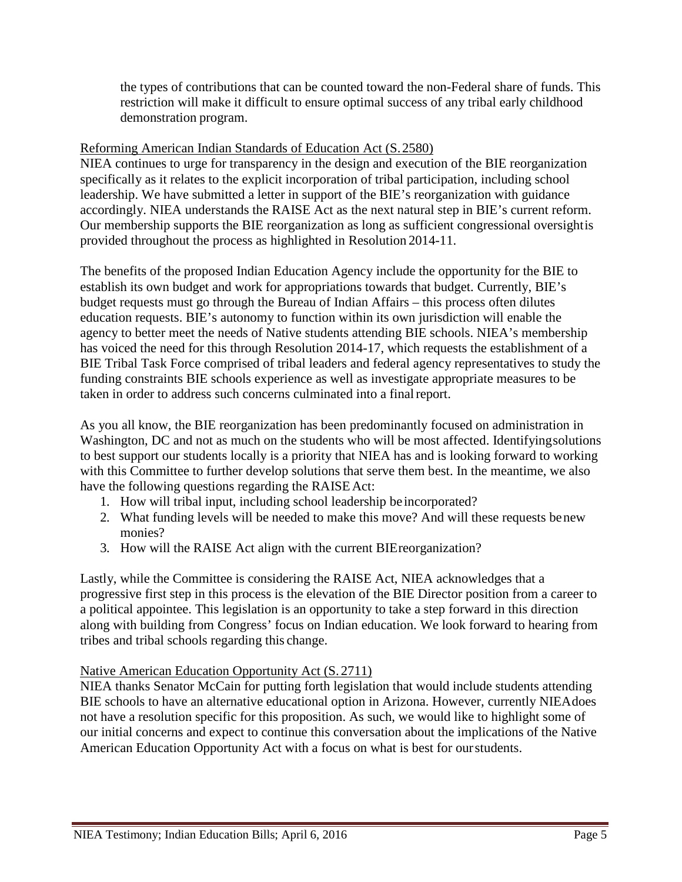the types of contributions that can be counted toward the non-Federal share of funds. This restriction will make it difficult to ensure optimal success of any tribal early childhood demonstration program.

<u>Reforming American Indian Standards of Education Act (S. 2580)</u>

NIEA continues to urge for transparency in the design and execution of the BIE reorganization specifically as it relates to the explicit incorporation of tribal participation, including school leadership. We have submitted a letter in support of the BIE's reorganization with guidance accordingly. NIEA understands the RAISE Act as the next natural step in BIE's current reform. Our membership supports the BIE reorganization as long as sufficient congressional oversight is provided throughout the process as highlighted in Resolution 2014-11.

The benefits of the proposed Indian Education Agency include the opportunity for the BIE to establish its own budget and work for appropriations towards that budget. Currently, BIE's budget requests must go through the Bureau of Indian Affairs – this process often dilutes education requests. BIE's autonomy to function within its own jurisdiction will enable the agency to better meet the needs of Native students attending BIE schools. NIEA's membership has voiced the need for this through Resolution 2014-17, which requests the establishment of a BIE Tribal Task Force comprised of tribal leaders and federal agency representatives to study the funding constraints BIE schools experience as well as investigate appropriate measures to be taken in order to address such concerns culminated into a final report.

As you all know, the BIE reorganization has been predominantly focused on administration in Washington, DC and not as much on the students who will be most affected. Identifying solutions to best support our students locally is a priority that NIEA has and is looking forward to working with this Committee to further develop solutions that serve them best. In the meantime, we also have the following questions regarding the RAISE Act:

1. How will tribal input, including school leadership be incorporated?
2. What funding levels will be needed to make this move? And will these requests be new monies?
3. How will the RAISE Act align with the current BIE reorganization?

Lastly, while the Committee is considering the RAISE Act, NIEA acknowledges that a progressive first step in this process is the elevation of the BIE Director position from a career to a political appointee. This legislation is an opportunity to take a step forward in this direction along with building from Congress' focus on Indian education. We look forward to hearing from tribes and tribal schools regarding this change.

<u>Native American Education Opportunity Act (S. 2711)</u>

NIEA thanks Senator McCain for putting forth legislation that would include students attending BIE schools to have an alternative educational option in Arizona. However, currently NIEA does not have a resolution specific for this proposition. As such, we would like to highlight some of our initial concerns and expect to continue this conversation about the implications of the Native American Education Opportunity Act with a focus on what is best for our students.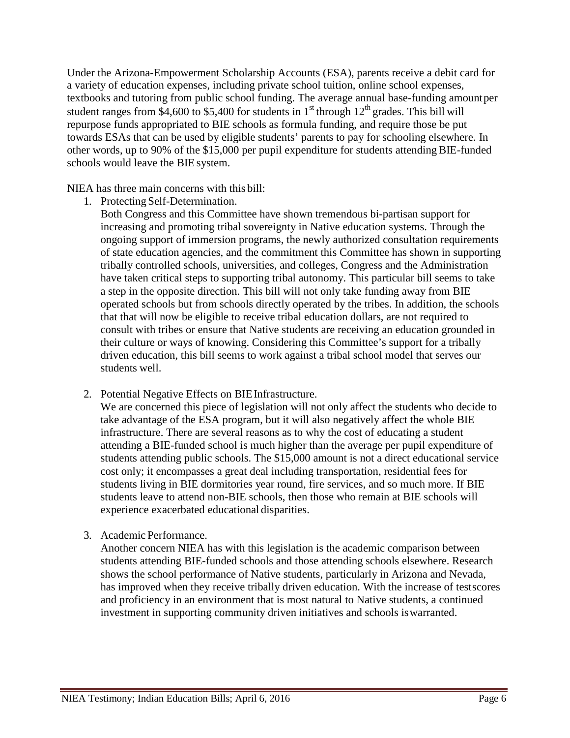Under the Arizona-Empowerment Scholarship Accounts (ESA), parents receive a debit card for a variety of education expenses, including private school tuition, online school expenses, textbooks and tutoring from public school funding. The average annual base-funding amount per student ranges from $4,600 to $5,400 for students in 1st through 12th grades. This bill will repurpose funds appropriated to BIE schools as formula funding, and require those be put towards ESAs that can be used by eligible students' parents to pay for schooling elsewhere. In other words, up to 90% of the $15,000 per pupil expenditure for students attending BIE-funded schools would leave the BIE system.

NIEA has three main concerns with this bill:

1. Protecting Self-Determination.
   Both Congress and this Committee have shown tremendous bi-partisan support for increasing and promoting tribal sovereignty in Native education systems. Through the ongoing support of immersion programs, the newly authorized consultation requirements of state education agencies, and the commitment this Committee has shown in supporting tribally controlled schools, universities, and colleges, Congress and the Administration have taken critical steps to supporting tribal autonomy. This particular bill seems to take a step in the opposite direction. This bill will not only take funding away from BIE operated schools but from schools directly operated by the tribes. In addition, the schools that that will now be eligible to receive tribal education dollars, are not required to consult with tribes or ensure that Native students are receiving an education grounded in their culture or ways of knowing. Considering this Committee's support for a tribally driven education, this bill seems to work against a tribal school model that serves our students well.

2. Potential Negative Effects on BIE Infrastructure.
   We are concerned this piece of legislation will not only affect the students who decide to take advantage of the ESA program, but it will also negatively affect the whole BIE infrastructure. There are several reasons as to why the cost of educating a student attending a BIE-funded school is much higher than the average per pupil expenditure of students attending public schools. The $15,000 amount is not a direct educational service cost only; it encompasses a great deal including transportation, residential fees for students living in BIE dormitories year round, fire services, and so much more. If BIE students leave to attend non-BIE schools, then those who remain at BIE schools will experience exacerbated educational disparities.

3. Academic Performance.
   Another concern NIEA has with this legislation is the academic comparison between students attending BIE-funded schools and those attending schools elsewhere. Research shows the school performance of Native students, particularly in Arizona and Nevada, has improved when they receive tribally driven education. With the increase of test scores and proficiency in an environment that is most natural to Native students, a continued investment in supporting community driven initiatives and schools is warranted.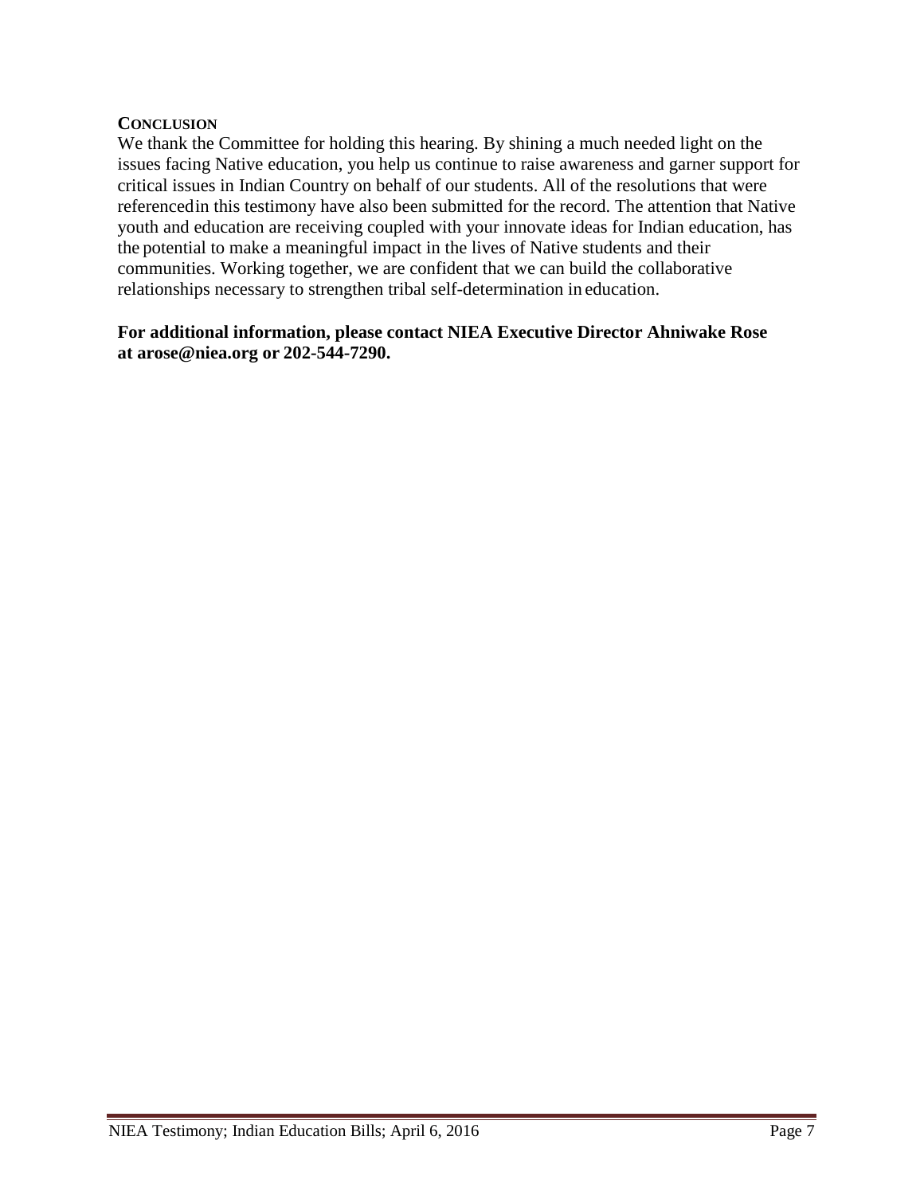## CONCLUSION

We thank the Committee for holding this hearing. By shining a much needed light on the issues facing Native education, you help us continue to raise awareness and garner support for critical issues in Indian Country on behalf of our students. All of the resolutions that were referenced in this testimony have also been submitted for the record. The attention that Native youth and education are receiving coupled with your innovate ideas for Indian education, has the potential to make a meaningful impact in the lives of Native students and their communities. Working together, we are confident that we can build the collaborative relationships necessary to strengthen tribal self-determination in education.

**For additional information, please contact NIEA Executive Director Ahniwake Rose at arose@niea.org or 202-544-7290.**